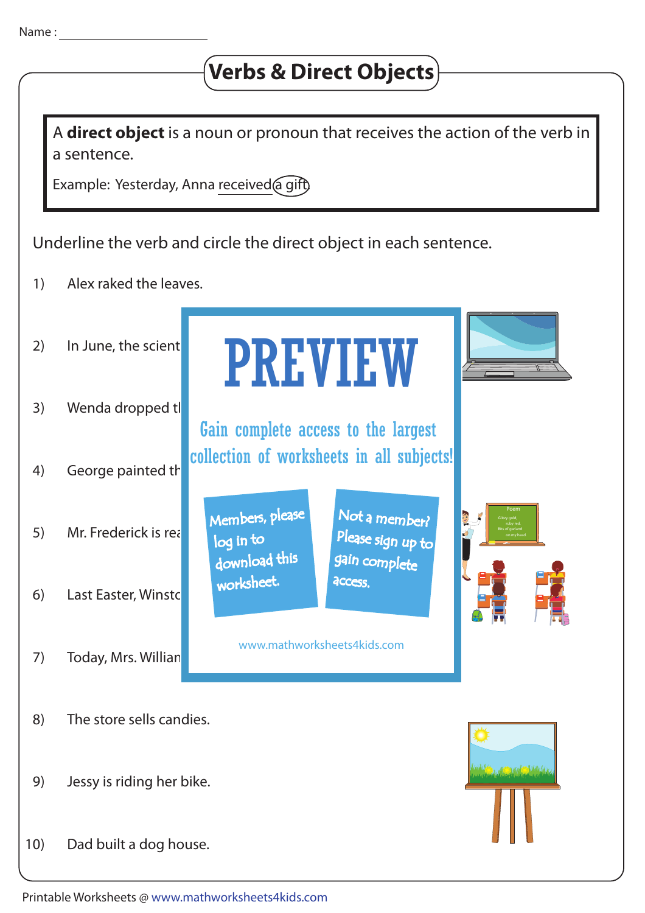Name : ____________________

# Verbs & Direct Objects

A **direct object** is a noun or pronoun that receives the action of the verb in a sentence.

Example: Yesterday, Anna received a gift.

Underline the verb and circle the direct object in each sentence.

1) Alex raked the leaves.

2) In June, the scient

3) Wenda dropped t

4) George painted th

5) Mr. Frederick is rea

6) Last Easter, Winsto

7) Today, Mrs. Willian

8) The store sells candies.

9) Jessy is riding her bike.

10) Dad built a dog house.

PREVIEW

Gain complete access to the largest collection of worksheets in all subjects!

Members, please log in to download this worksheet.

Not a member? Please sign up to gain complete access.

www.mathworksheets4kids.com

Printable Worksheets @ www.mathworksheets4kids.com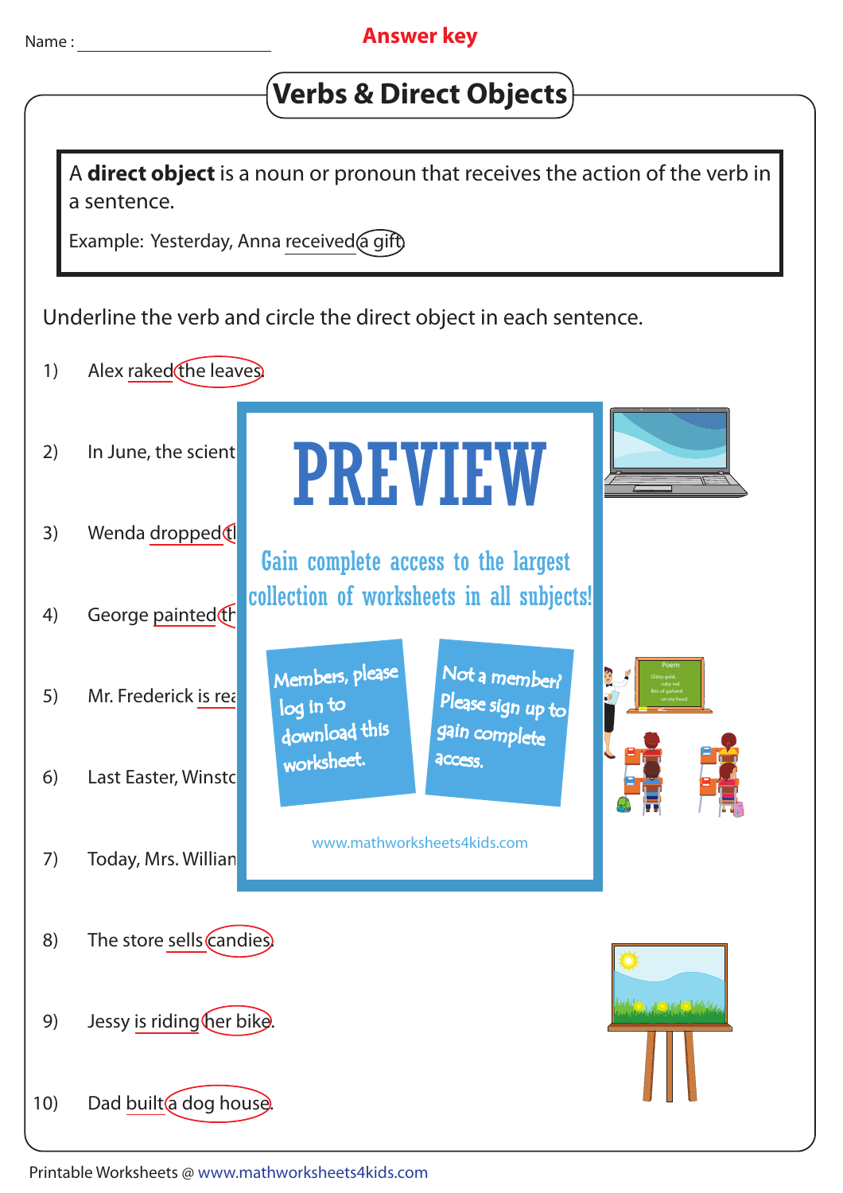Name : ______________________

**Answer key**

# Verbs & Direct Objects

A **direct object** is a noun or pronoun that receives the action of the verb in a sentence.

Example: Yesterday, Anna received a gift.

Underline the verb and circle the direct object in each sentence.

1) Alex raked the leaves.

2) In June, the scient

3) Wenda dropped t

4) George painted th

5) Mr. Frederick is rea

6) Last Easter, Winsto

7) Today, Mrs. Willian

8) The store sells candies.

9) Jessy is riding her bike.

10) Dad built a dog house.

PREVIEW

Gain complete access to the largest collection of worksheets in all subjects!

Members, please log in to download this worksheet.

Not a member? Please sign up to gain complete access.

www.mathworksheets4kids.com

Printable Worksheets @ www.mathworksheets4kids.com